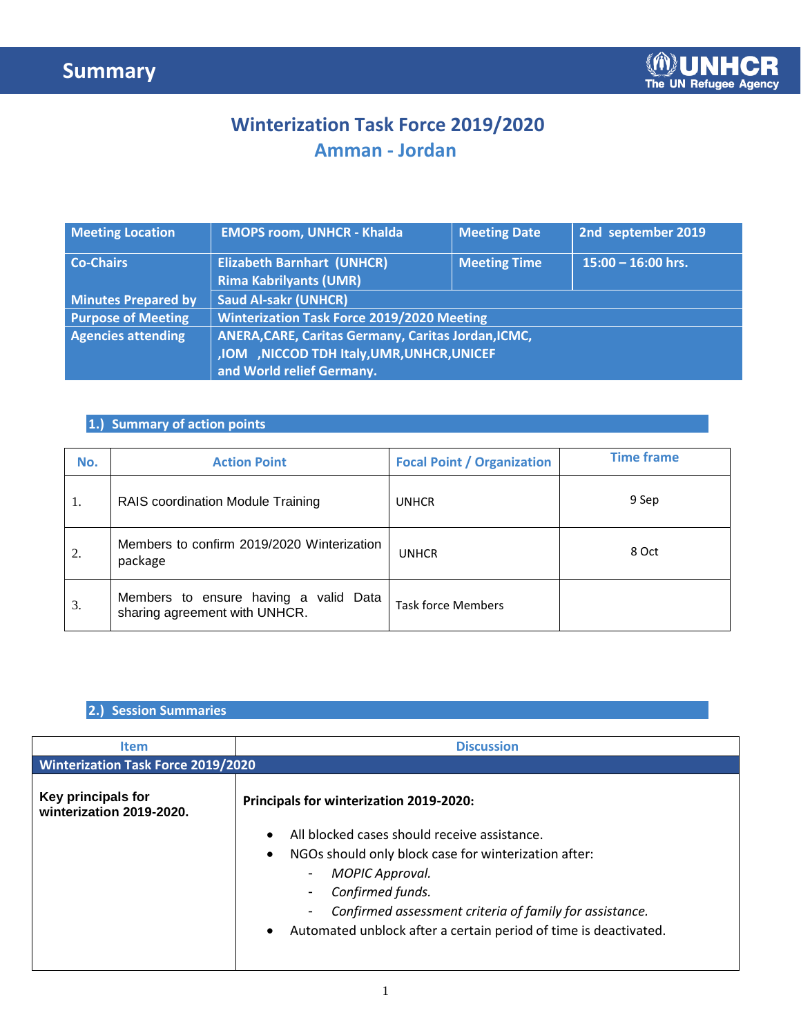# Summary

## Winterization Task Force 2019/2020
## Amman - Jordan

| Meeting Location | EMOPS room, UNHCR - Khalda | Meeting Date | 2nd september 2019 |
|---|---|---|---|
| Co-Chairs | Elizabeth Barnhart (UNHCR) Rima Kabrilyants (UMR) | Meeting Time | 15:00 – 16:00 hrs. |
| Minutes Prepared by | Saud Al-sakr (UNHCR) | | |
| Purpose of Meeting | Winterization Task Force 2019/2020 Meeting | | |
| Agencies attending | ANERA,CARE, Caritas Germany, Caritas Jordan,ICMC, ,IOM ,NICCOD TDH Italy,UMR,UNHCR,UNICEF and World relief Germany. | | |

### 1.) Summary of action points

| No. | Action Point | Focal Point / Organization | Time frame |
|---|---|---|---|
| 1. | RAIS coordination Module Training | UNHCR | 9 Sep |
| 2. | Members to confirm 2019/2020 Winterization package | UNHCR | 8 Oct |
| 3. | Members to ensure having a valid Data sharing agreement with UNHCR. | Task force Members | |

### 2.) Session Summaries

| Item | Discussion |
|---|---|
| **Winterization Task Force 2019/2020** | |
| **Key principals for winterization 2019-2020.** | **Principals for winterization 2019-2020:**<br>• All blocked cases should receive assistance.<br>• NGOs should only block case for winterization after:<br>&nbsp;&nbsp;- *MOPIC Approval.*<br>&nbsp;&nbsp;- *Confirmed funds.*<br>&nbsp;&nbsp;- *Confirmed assessment criteria of family for assistance.*<br>• Automated unblock after a certain period of time is deactivated. |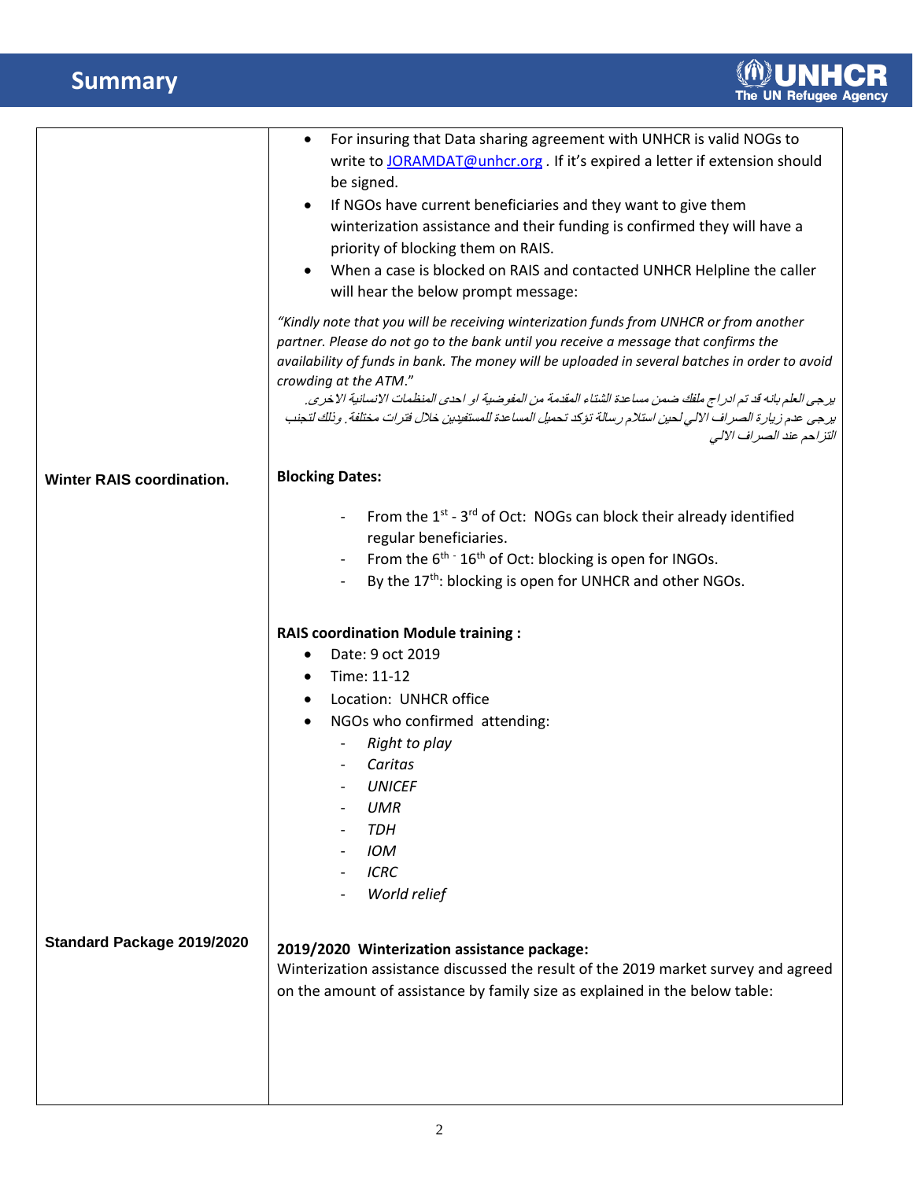## Summary

| | |
|---|---|
| | • For insuring that Data sharing agreement with UNHCR is valid NOGs to write to JORAMDAT@unhcr.org . If it's expired a letter if extension should be signed.<br>• If NGOs have current beneficiaries and they want to give them winterization assistance and their funding is confirmed they will have a priority of blocking them on RAIS.<br>• When a case is blocked on RAIS and contacted UNHCR Helpline the caller will hear the below prompt message:<br><br>*"Kindly note that you will be receiving winterization funds from UNHCR or from another partner. Please do not go to the bank until you receive a message that confirms the availability of funds in bank. The money will be uploaded in several batches in order to avoid crowding at the ATM."*<br>*يرجى العلم بانه قد تم ادراج ملفك ضمن مساعدة الشتاء المقدمة من المفوضية او احدى المنظمات الانسانية الاخرى. يرجى عدم زيارة الصراف الالي لحين استلام رسالة تؤكد تحميل المساعدة للمستفيدين خلال فترات مختلفة. وذلك لتجنب التزاحم عند الصراف الالي* |
| **Winter RAIS coordination.** | **Blocking Dates:**<br><br>- From the 1st - 3rd of Oct: NOGs can block their already identified regular beneficiaries.<br>- From the 6th - 16th of Oct: blocking is open for INGOs.<br>- By the 17th: blocking is open for UNHCR and other NGOs.<br><br>**RAIS coordination Module training :**<br>• Date: 9 oct 2019<br>• Time: 11-12<br>• Location: UNHCR office<br>• NGOs who confirmed attending:<br>  - *Right to play*<br>  - *Caritas*<br>  - *UNICEF*<br>  - *UMR*<br>  - *TDH*<br>  - *IOM*<br>  - *ICRC*<br>  - *World relief* |
| **Standard Package 2019/2020** | **2019/2020 Winterization assistance package:**<br>Winterization assistance discussed the result of the 2019 market survey and agreed on the amount of assistance by family size as explained in the below table: |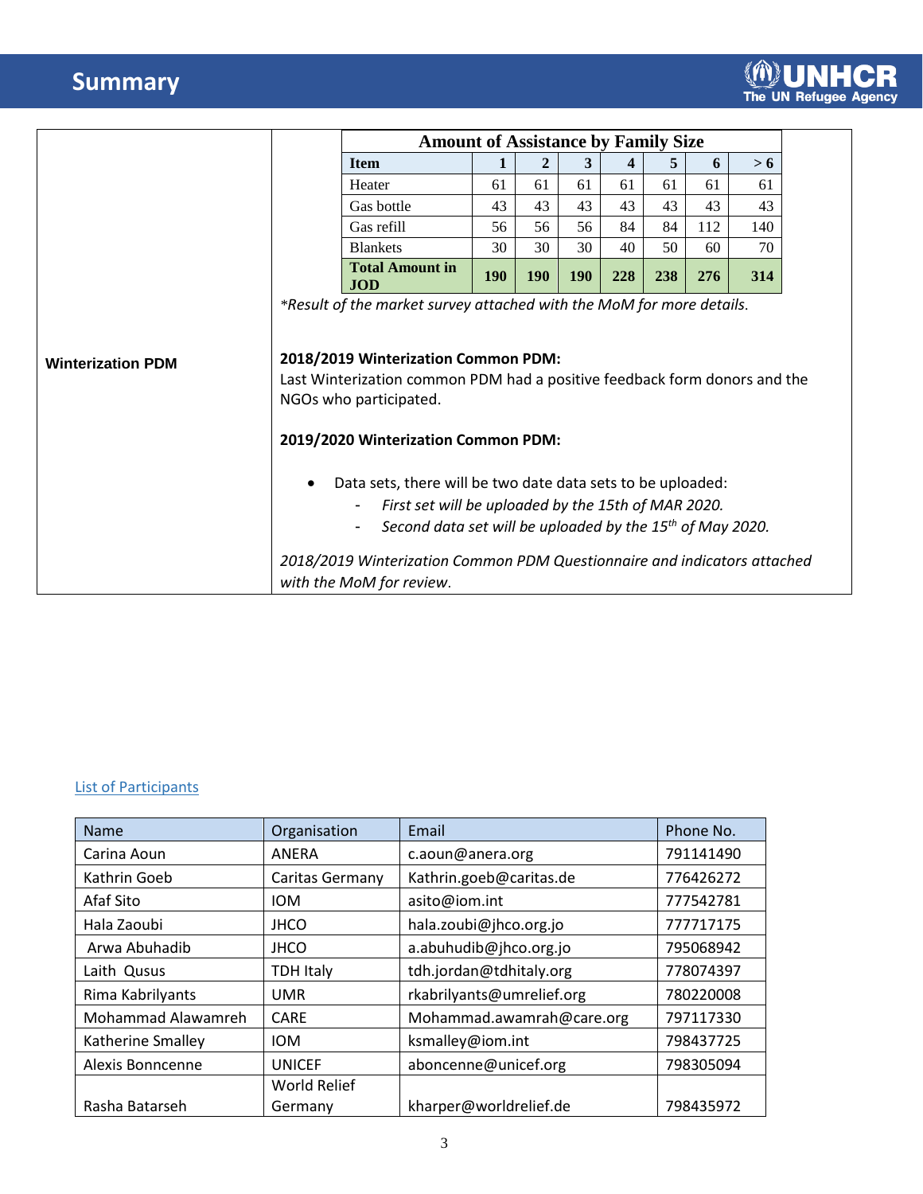# Summary

| | |
|---|---|
| **Winterization PDM** | (see below) |

**Amount of Assistance by Family Size**

| Item | 1 | 2 | 3 | 4 | 5 | 6 | > 6 |
|---|---|---|---|---|---|---|---|
| Heater | 61 | 61 | 61 | 61 | 61 | 61 | 61 |
| Gas bottle | 43 | 43 | 43 | 43 | 43 | 43 | 43 |
| Gas refill | 56 | 56 | 56 | 84 | 84 | 112 | 140 |
| Blankets | 30 | 30 | 30 | 40 | 50 | 60 | 70 |
| **Total Amount in JOD** | **190** | **190** | **190** | **228** | **238** | **276** | **314** |

*\*Result of the market survey attached with the MoM for more details.*

**2018/2019 Winterization Common PDM:**

Last Winterization common PDM had a positive feedback form donors and the NGOs who participated.

**2019/2020 Winterization Common PDM:**

- Data sets, there will be two date data sets to be uploaded:
  - *First set will be uploaded by the 15th of MAR 2020.*
  - *Second data set will be uploaded by the 15th of May 2020.*

*2018/2019 Winterization Common PDM Questionnaire and indicators attached with the MoM for review.*

List of Participants

| Name | Organisation | Email | Phone No. |
|---|---|---|---|
| Carina Aoun | ANERA | c.aoun@anera.org | 791141490 |
| Kathrin Goeb | Caritas Germany | Kathrin.goeb@caritas.de | 776426272 |
| Afaf Sito | IOM | asito@iom.int | 777542781 |
| Hala Zaoubi | JHCO | hala.zoubi@jhco.org.jo | 777717175 |
| Arwa Abuhadib | JHCO | a.abuhudib@jhco.org.jo | 795068942 |
| Laith Qusus | TDH Italy | tdh.jordan@tdhitaly.org | 778074397 |
| Rima Kabrilyants | UMR | rkabrilyants@umrelief.org | 780220008 |
| Mohammad Alawamreh | CARE | Mohammad.awamrah@care.org | 797117330 |
| Katherine Smalley | IOM | ksmalley@iom.int | 798437725 |
| Alexis Bonncenne | UNICEF | aboncenne@unicef.org | 798305094 |
| Rasha Batarseh | World Relief Germany | kharper@worldrelief.de | 798435972 |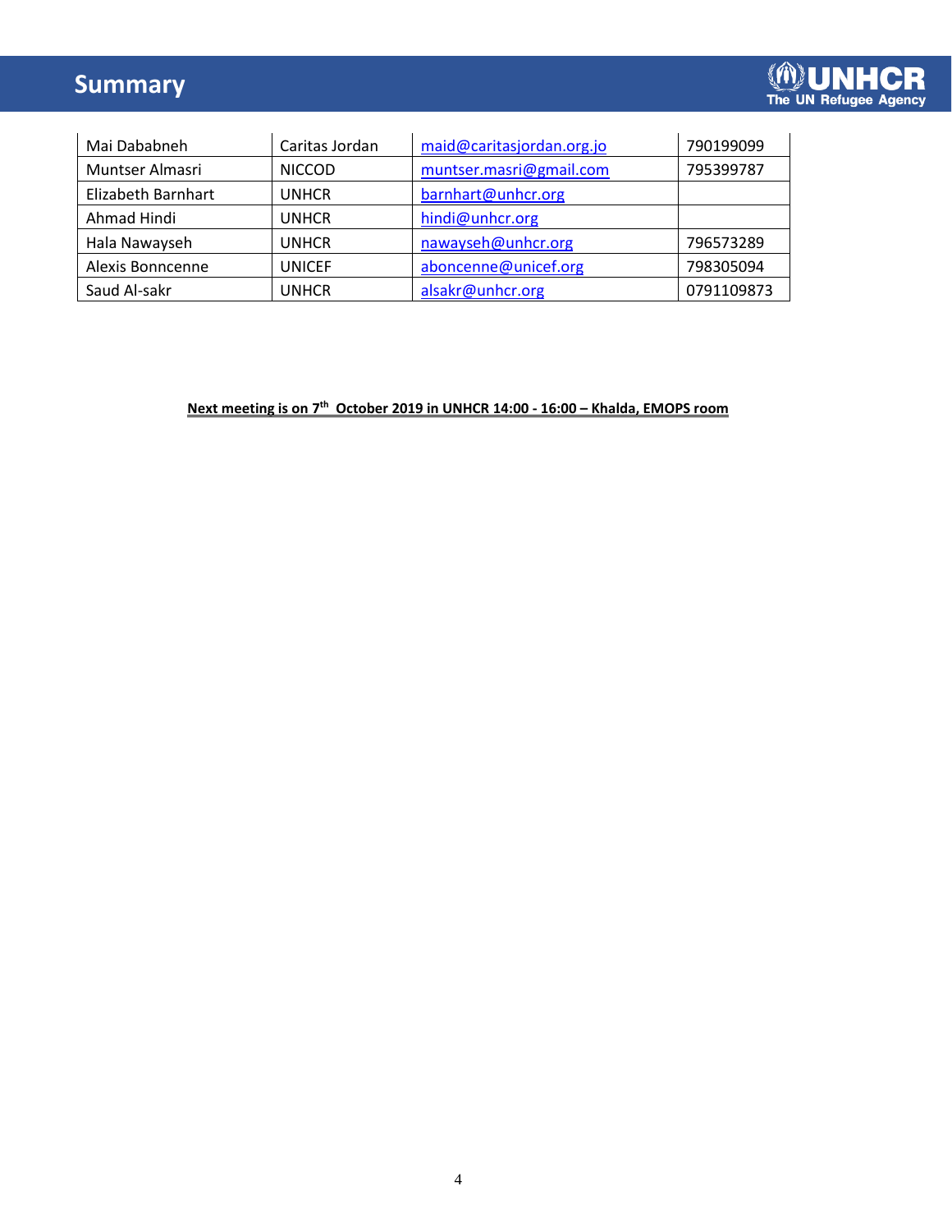| | | | |
|---|---|---|---|
| Mai Dababneh | Caritas Jordan | maid@caritasjordan.org.jo | 790199099 |
| Muntser Almasri | NICCOD | muntser.masri@gmail.com | 795399787 |
| Elizabeth Barnhart | UNHCR | barnhart@unhcr.org | |
| Ahmad Hindi | UNHCR | hindi@unhcr.org | |
| Hala Nawayseh | UNHCR | nawayseh@unhcr.org | 796573289 |
| Alexis Bonncenne | UNICEF | aboncenne@unicef.org | 798305094 |
| Saud Al-sakr | UNHCR | alsakr@unhcr.org | 0791109873 |

**Next meeting is on 7th October 2019 in UNHCR 14:00 - 16:00 – Khalda, EMOPS room**